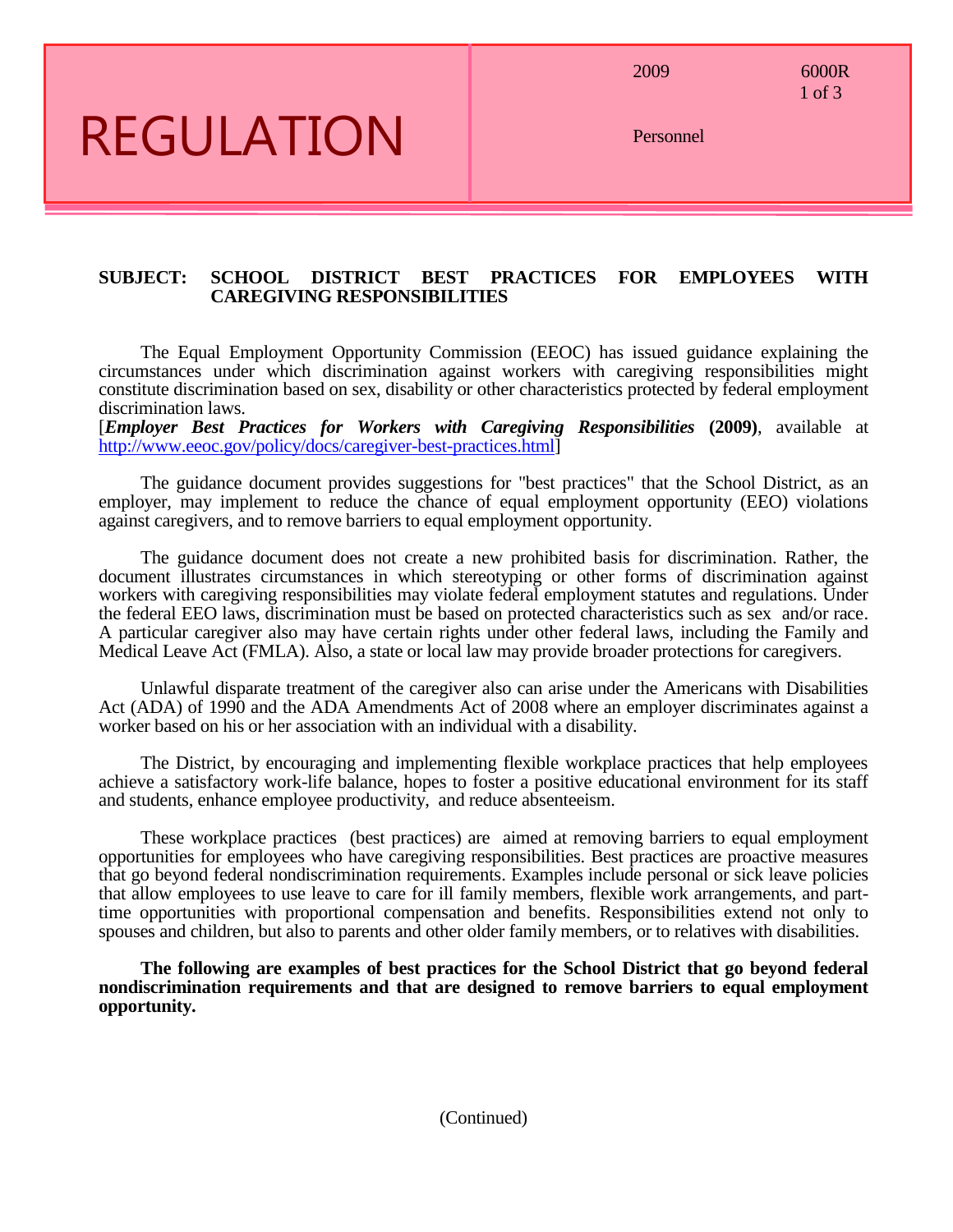# REGULATION

2009 | 6000R | Personnel

**SUBJECT: SCHOOL DISTRICT BEST PRACTICES FOR EMPLOYEES WITH CAREGIVING RESPONSIBILITIES**

The Equal Employment Opportunity Commission (EEOC) has issued guidance explaining the circumstances under which discrimination against workers with caregiving responsibilities might constitute discrimination based on sex, disability or other characteristics protected by federal employment discrimination laws.
[***Employer Best Practices for Workers with Caregiving Responsibilities*** **(2009)**, available at http://www.eeoc.gov/policy/docs/caregiver-best-practices.html]

The guidance document provides suggestions for "best practices" that the School District, as an employer, may implement to reduce the chance of equal employment opportunity (EEO) violations against caregivers, and to remove barriers to equal employment opportunity.

The guidance document does not create a new prohibited basis for discrimination. Rather, the document illustrates circumstances in which stereotyping or other forms of discrimination against workers with caregiving responsibilities may violate federal employment statutes and regulations. Under the federal EEO laws, discrimination must be based on protected characteristics such as sex and/or race. A particular caregiver also may have certain rights under other federal laws, including the Family and Medical Leave Act (FMLA). Also, a state or local law may provide broader protections for caregivers.

Unlawful disparate treatment of the caregiver also can arise under the Americans with Disabilities Act (ADA) of 1990 and the ADA Amendments Act of 2008 where an employer discriminates against a worker based on his or her association with an individual with a disability.

The District, by encouraging and implementing flexible workplace practices that help employees achieve a satisfactory work-life balance, hopes to foster a positive educational environment for its staff and students, enhance employee productivity, and reduce absenteeism.

These workplace practices (best practices) are aimed at removing barriers to equal employment opportunities for employees who have caregiving responsibilities. Best practices are proactive measures that go beyond federal nondiscrimination requirements. Examples include personal or sick leave policies that allow employees to use leave to care for ill family members, flexible work arrangements, and part-time opportunities with proportional compensation and benefits. Responsibilities extend not only to spouses and children, but also to parents and other older family members, or to relatives with disabilities.

**The following are examples of best practices for the School District that go beyond federal nondiscrimination requirements and that are designed to remove barriers to equal employment opportunity.**

(Continued)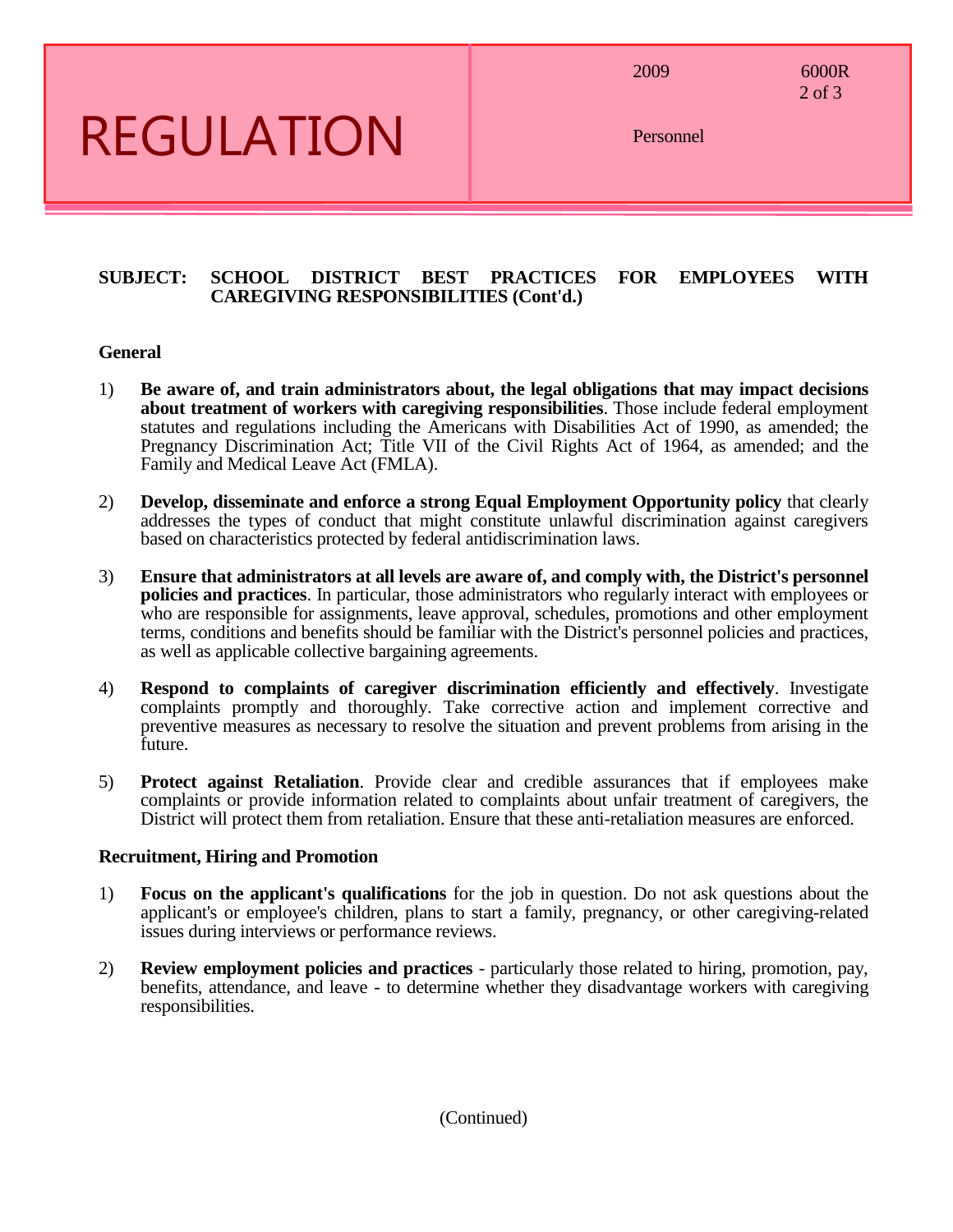**SUBJECT: SCHOOL DISTRICT BEST PRACTICES FOR EMPLOYEES WITH CAREGIVING RESPONSIBILITIES (Cont'd.)**

**General**

1) **Be aware of, and train administrators about, the legal obligations that may impact decisions about treatment of workers with caregiving responsibilities**. Those include federal employment statutes and regulations including the Americans with Disabilities Act of 1990, as amended; the Pregnancy Discrimination Act; Title VII of the Civil Rights Act of 1964, as amended; and the Family and Medical Leave Act (FMLA).

2) **Develop, disseminate and enforce a strong Equal Employment Opportunity policy** that clearly addresses the types of conduct that might constitute unlawful discrimination against caregivers based on characteristics protected by federal antidiscrimination laws.

3) **Ensure that administrators at all levels are aware of, and comply with, the District's personnel policies and practices**. In particular, those administrators who regularly interact with employees or who are responsible for assignments, leave approval, schedules, promotions and other employment terms, conditions and benefits should be familiar with the District's personnel policies and practices, as well as applicable collective bargaining agreements.

4) **Respond to complaints of caregiver discrimination efficiently and effectively**. Investigate complaints promptly and thoroughly. Take corrective action and implement corrective and preventive measures as necessary to resolve the situation and prevent problems from arising in the future.

5) **Protect against Retaliation**. Provide clear and credible assurances that if employees make complaints or provide information related to complaints about unfair treatment of caregivers, the District will protect them from retaliation. Ensure that these anti-retaliation measures are enforced.

**Recruitment, Hiring and Promotion**

1) **Focus on the applicant's qualifications** for the job in question. Do not ask questions about the applicant's or employee's children, plans to start a family, pregnancy, or other caregiving-related issues during interviews or performance reviews.

2) **Review employment policies and practices** - particularly those related to hiring, promotion, pay, benefits, attendance, and leave - to determine whether they disadvantage workers with caregiving responsibilities.

(Continued)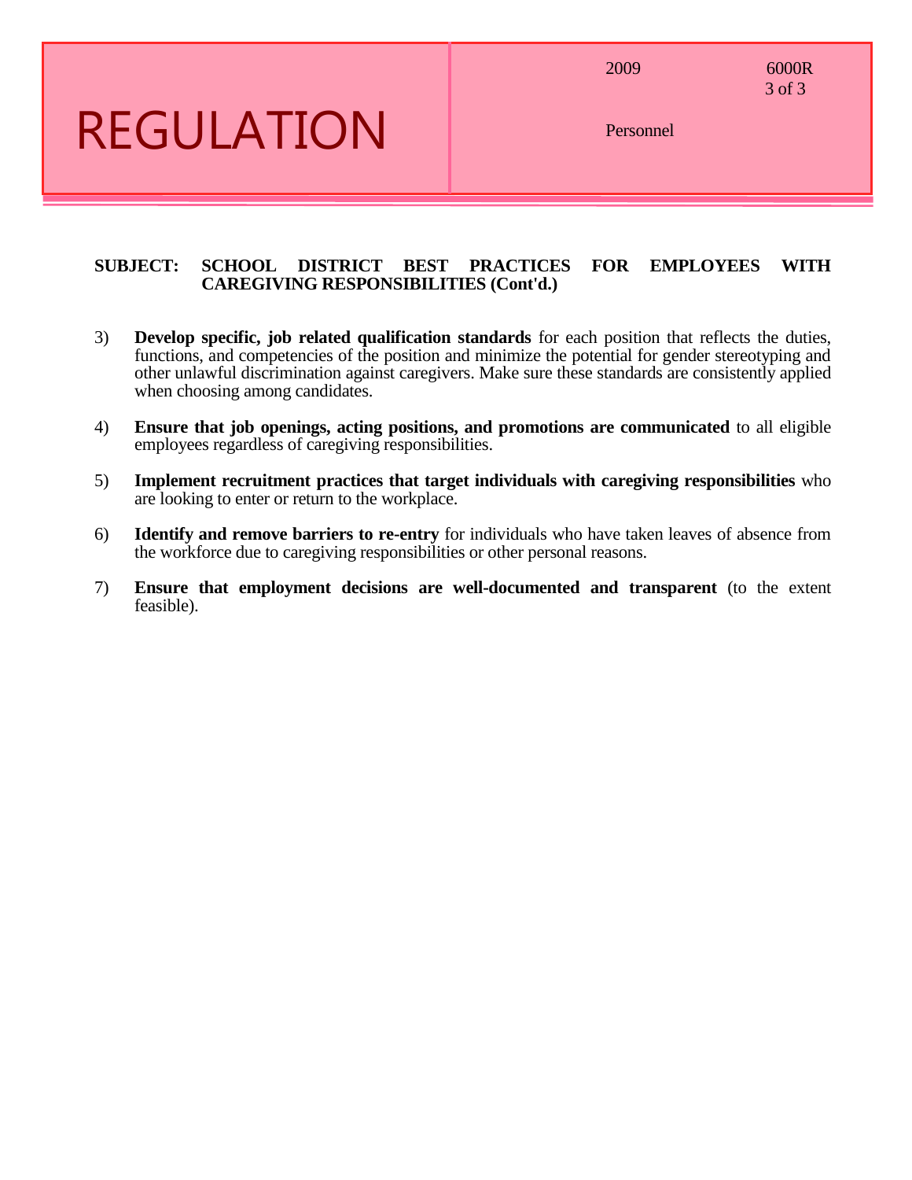**SUBJECT: SCHOOL DISTRICT BEST PRACTICES FOR EMPLOYEES WITH CAREGIVING RESPONSIBILITIES (Cont'd.)**

3) **Develop specific, job related qualification standards** for each position that reflects the duties, functions, and competencies of the position and minimize the potential for gender stereotyping and other unlawful discrimination against caregivers. Make sure these standards are consistently applied when choosing among candidates.

4) **Ensure that job openings, acting positions, and promotions are communicated** to all eligible employees regardless of caregiving responsibilities.

5) **Implement recruitment practices that target individuals with caregiving responsibilities** who are looking to enter or return to the workplace.

6) **Identify and remove barriers to re-entry** for individuals who have taken leaves of absence from the workforce due to caregiving responsibilities or other personal reasons.

7) **Ensure that employment decisions are well-documented and transparent** (to the extent feasible).